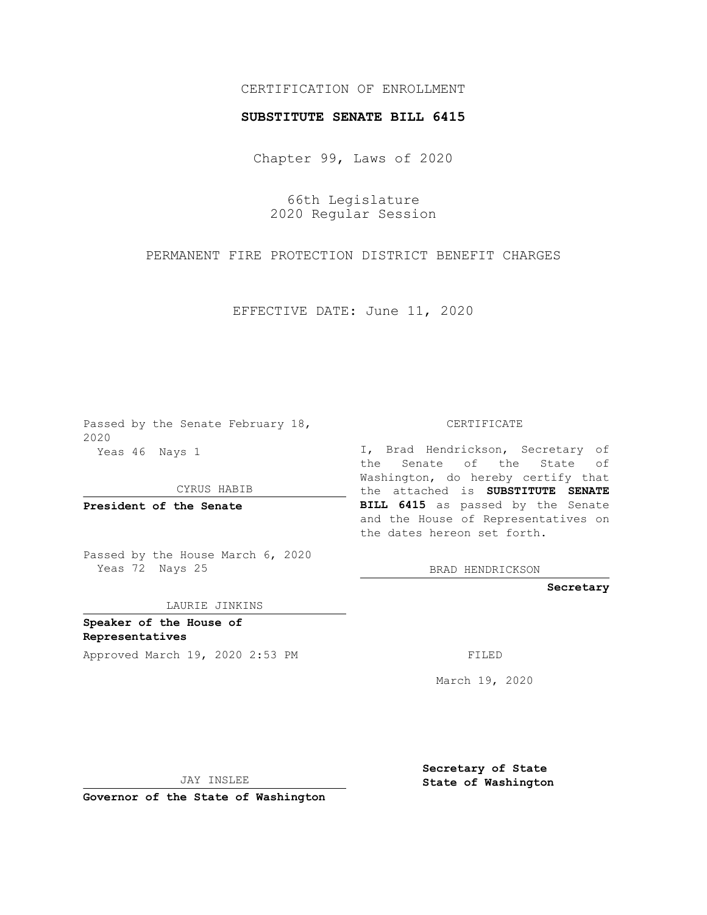CERTIFICATION OF ENROLLMENT

**SUBSTITUTE SENATE BILL 6415**

Chapter 99, Laws of 2020

66th Legislature
2020 Regular Session

PERMANENT FIRE PROTECTION DISTRICT BENEFIT CHARGES

EFFECTIVE DATE: June 11, 2020

Passed by the Senate February 18, 2020
Yeas 46 Nays 1

CYRUS HABIB

**President of the Senate**

Passed by the House March 6, 2020
Yeas 72 Nays 25

LAURIE JINKINS

**Speaker of the House of Representatives**

Approved March 19, 2020 2:53 PM

JAY INSLEE

**Governor of the State of Washington**

CERTIFICATE

I, Brad Hendrickson, Secretary of the Senate of the State of Washington, do hereby certify that the attached is **SUBSTITUTE SENATE BILL 6415** as passed by the Senate and the House of Representatives on the dates hereon set forth.

BRAD HENDRICKSON

**Secretary**

FILED

March 19, 2020

**Secretary of State**
**State of Washington**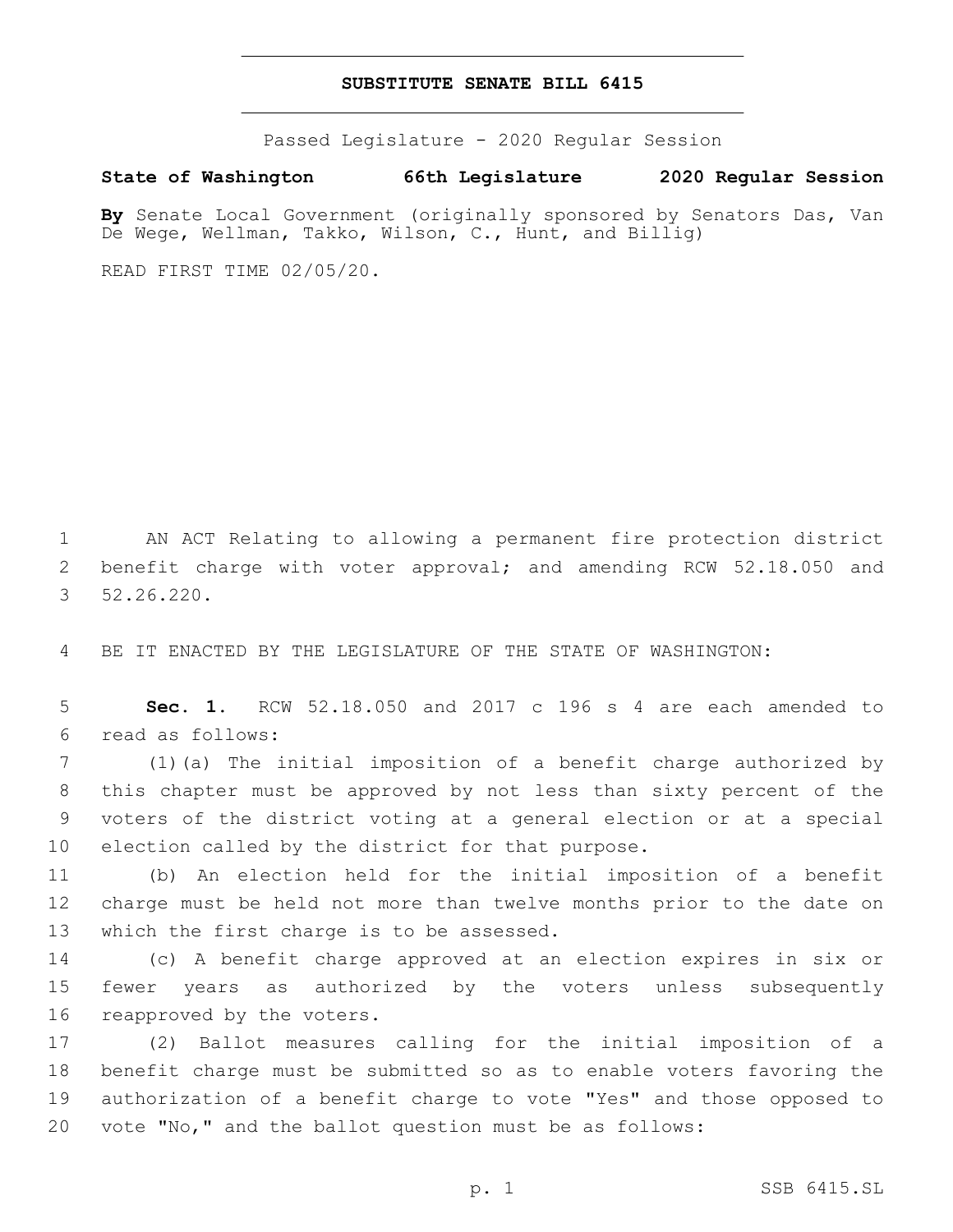# SUBSTITUTE SENATE BILL 6415

Passed Legislature - 2020 Regular Session

**State of Washington 66th Legislature 2020 Regular Session**

**By** Senate Local Government (originally sponsored by Senators Das, Van De Wege, Wellman, Takko, Wilson, C., Hunt, and Billig)

READ FIRST TIME 02/05/20.

AN ACT Relating to allowing a permanent fire protection district benefit charge with voter approval; and amending RCW 52.18.050 and 52.26.220.

BE IT ENACTED BY THE LEGISLATURE OF THE STATE OF WASHINGTON:

**Sec. 1.** RCW 52.18.050 and 2017 c 196 s 4 are each amended to read as follows:

(1)(a) The initial imposition of a benefit charge authorized by this chapter must be approved by not less than sixty percent of the voters of the district voting at a general election or at a special election called by the district for that purpose.

(b) An election held for the initial imposition of a benefit charge must be held not more than twelve months prior to the date on which the first charge is to be assessed.

(c) A benefit charge approved at an election expires in six or fewer years as authorized by the voters unless subsequently reapproved by the voters.

(2) Ballot measures calling for the initial imposition of a benefit charge must be submitted so as to enable voters favoring the authorization of a benefit charge to vote "Yes" and those opposed to vote "No," and the ballot question must be as follows: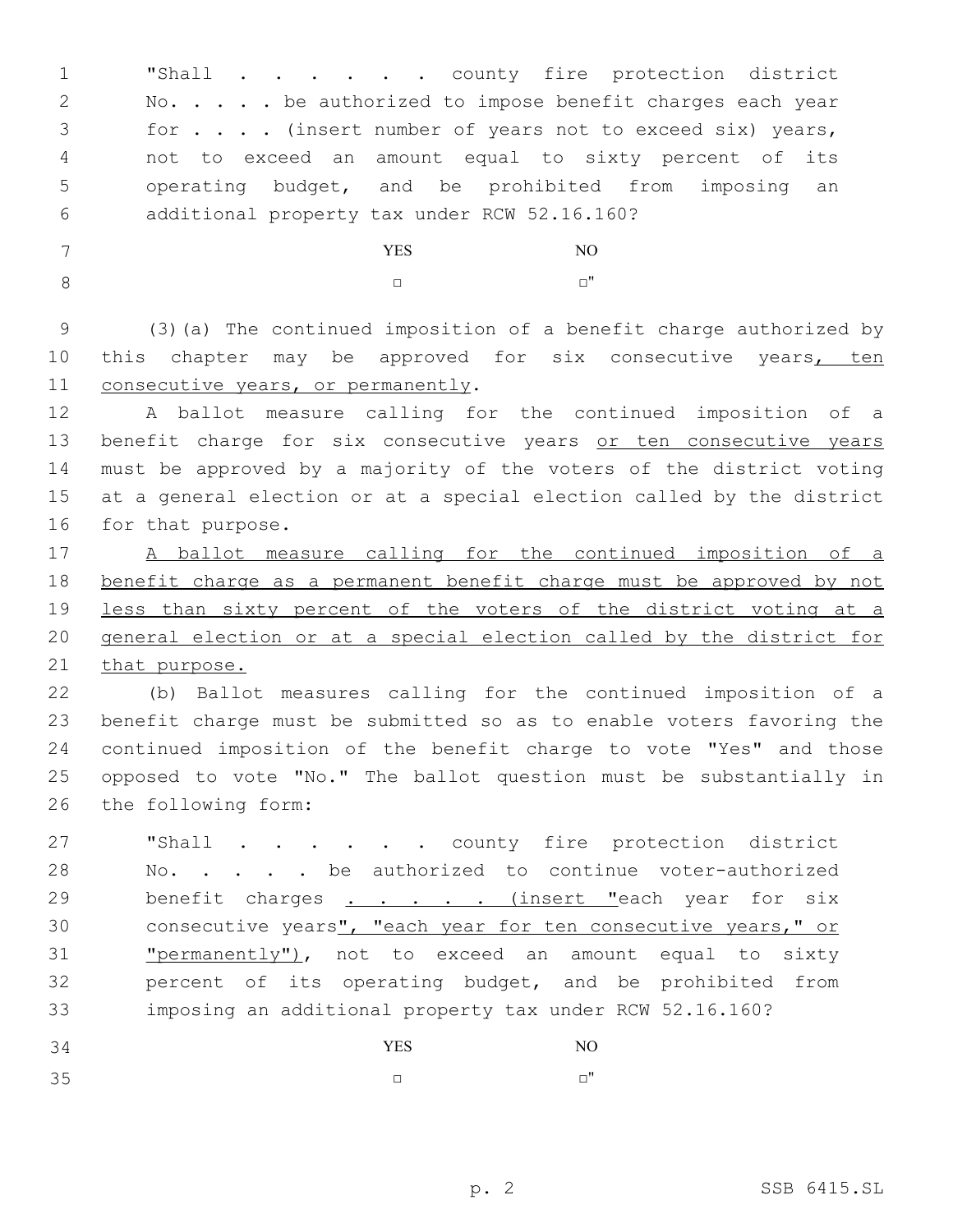"Shall . . . . . . . county fire protection district No. . . . . be authorized to impose benefit charges each year for . . . . (insert number of years not to exceed six) years, not to exceed an amount equal to sixty percent of its operating budget, and be prohibited from imposing an additional property tax under RCW 52.16.160?

YES NO

□ □"

(3)(a) The continued imposition of a benefit charge authorized by this chapter may be approved for six consecutive years, ten consecutive years, or permanently.

A ballot measure calling for the continued imposition of a benefit charge for six consecutive years or ten consecutive years must be approved by a majority of the voters of the district voting at a general election or at a special election called by the district for that purpose.

A ballot measure calling for the continued imposition of a benefit charge as a permanent benefit charge must be approved by not less than sixty percent of the voters of the district voting at a general election or at a special election called by the district for that purpose.

(b) Ballot measures calling for the continued imposition of a benefit charge must be submitted so as to enable voters favoring the continued imposition of the benefit charge to vote "Yes" and those opposed to vote "No." The ballot question must be substantially in the following form:

"Shall . . . . . . . county fire protection district No. . . . . . be authorized to continue voter-authorized benefit charges . . . . . . (insert "each year for six consecutive years", "each year for ten consecutive years," or "permanently"), not to exceed an amount equal to sixty percent of its operating budget, and be prohibited from imposing an additional property tax under RCW 52.16.160?

YES NO

□ □"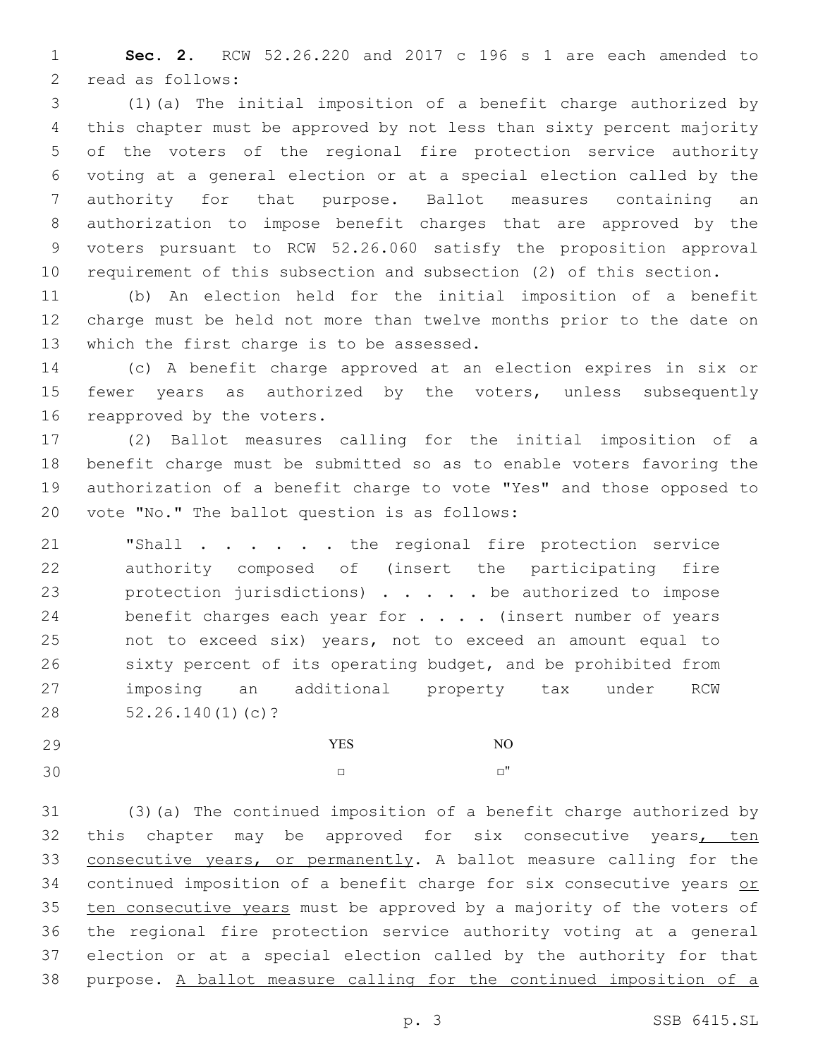**Sec. 2.** RCW 52.26.220 and 2017 c 196 s 1 are each amended to read as follows:

(1)(a) The initial imposition of a benefit charge authorized by this chapter must be approved by not less than sixty percent majority of the voters of the regional fire protection service authority voting at a general election or at a special election called by the authority for that purpose. Ballot measures containing an authorization to impose benefit charges that are approved by the voters pursuant to RCW 52.26.060 satisfy the proposition approval requirement of this subsection and subsection (2) of this section.

(b) An election held for the initial imposition of a benefit charge must be held not more than twelve months prior to the date on which the first charge is to be assessed.

(c) A benefit charge approved at an election expires in six or fewer years as authorized by the voters, unless subsequently reapproved by the voters.

(2) Ballot measures calling for the initial imposition of a benefit charge must be submitted so as to enable voters favoring the authorization of a benefit charge to vote "Yes" and those opposed to vote "No." The ballot question is as follows:

> "Shall . . . . . . . the regional fire protection service authority composed of (insert the participating fire protection jurisdictions) . . . . . be authorized to impose benefit charges each year for . . . . (insert number of years not to exceed six) years, not to exceed an amount equal to sixty percent of its operating budget, and be prohibited from imposing an additional property tax under RCW 52.26.140(1)(c)?
>
> | YES | NO |
> |---|---|
> | □ | □" |

(3)(a) The continued imposition of a benefit charge authorized by this chapter may be approved for six consecutive years<u>, ten consecutive years, or permanently</u>. A ballot measure calling for the continued imposition of a benefit charge for six consecutive years <u>or ten consecutive years</u> must be approved by a majority of the voters of the regional fire protection service authority voting at a general election or at a special election called by the authority for that purpose. <u>A ballot measure calling for the continued imposition of a</u>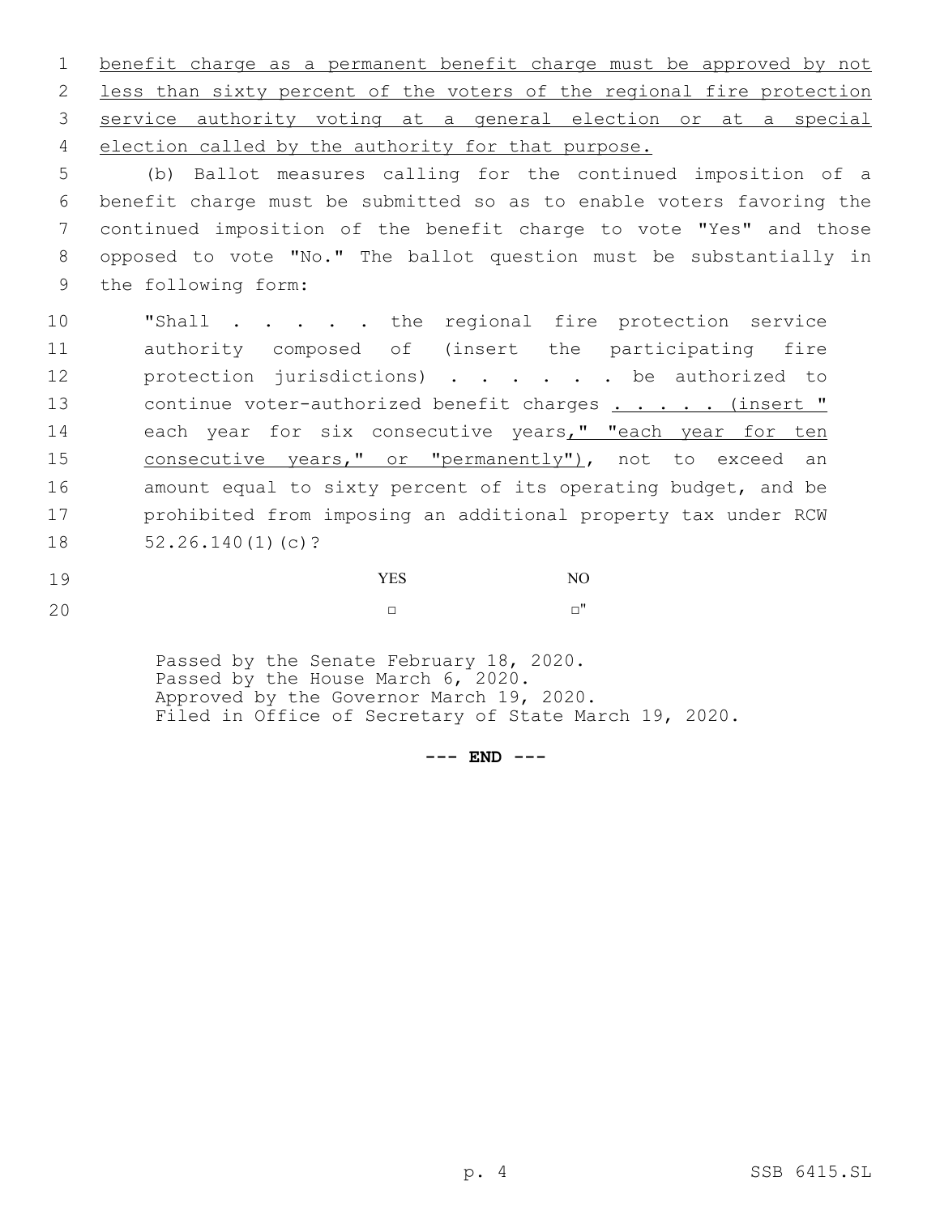benefit charge as a permanent benefit charge must be approved by not less than sixty percent of the voters of the regional fire protection service authority voting at a general election or at a special election called by the authority for that purpose.

(b) Ballot measures calling for the continued imposition of a benefit charge must be submitted so as to enable voters favoring the continued imposition of the benefit charge to vote "Yes" and those opposed to vote "No." The ballot question must be substantially in the following form:

> "Shall . . . . . . the regional fire protection service authority composed of (insert the participating fire protection jurisdictions) . . . . . . . be authorized to continue voter-authorized benefit charges . . . . . (insert " each year for six consecutive years," "each year for ten consecutive years," or "permanently"), not to exceed an amount equal to sixty percent of its operating budget, and be prohibited from imposing an additional property tax under RCW 52.26.140(1)(c)?
>
> YES NO
>
> □ □"

Passed by the Senate February 18, 2020.
Passed by the House March 6, 2020.
Approved by the Governor March 19, 2020.
Filed in Office of Secretary of State March 19, 2020.

--- END ---